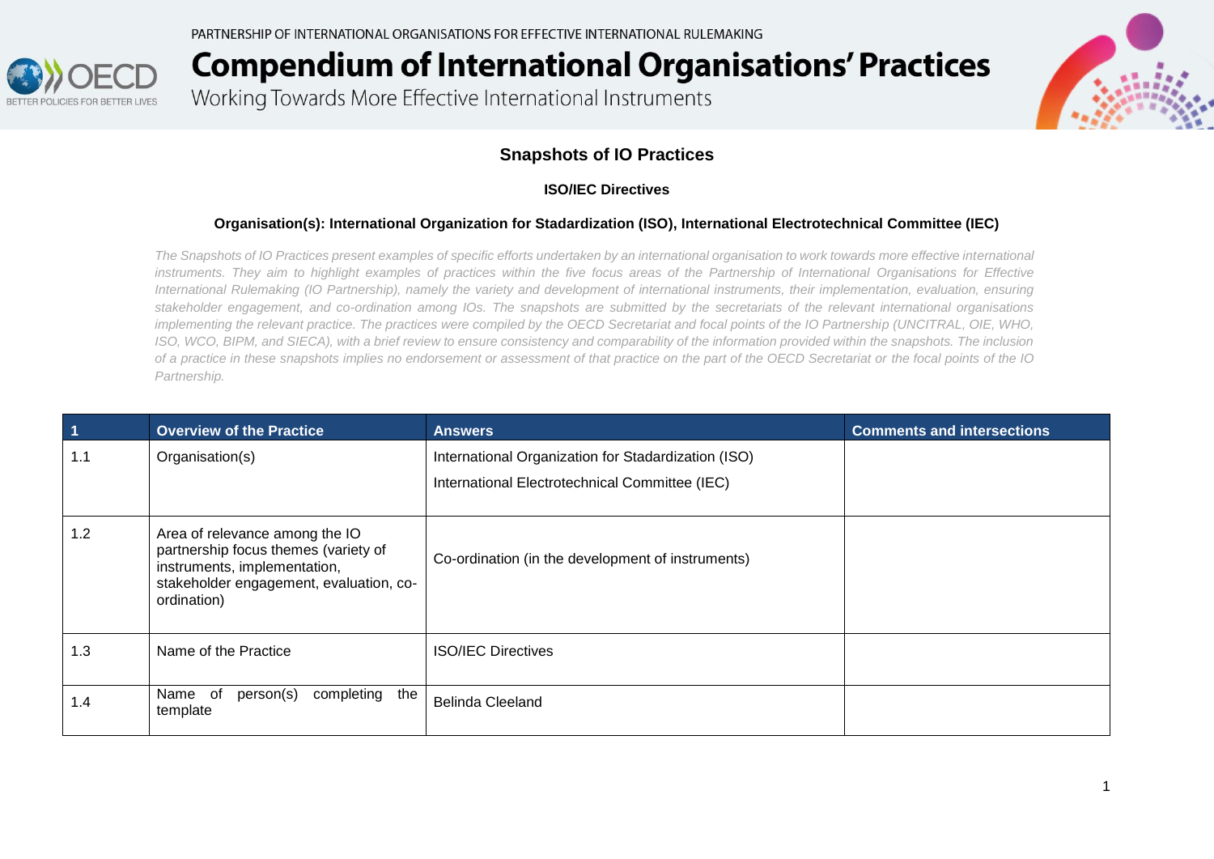PARTNERSHIP OF INTERNATIONAL ORGANISATIONS FOR EFFECTIVE INTERNATIONAL RULEMAKING

# Compendium of International Organisations' Practices

Working Towards More Effective International Instruments

## Snapshots of IO Practices

### ISO/IEC Directives

**Organisation(s): International Organization for Stadardization (ISO), International Electrotechnical Committee (IEC)**

*The Snapshots of IO Practices present examples of specific efforts undertaken by an international organisation to work towards more effective international instruments. They aim to highlight examples of practices within the five focus areas of the Partnership of International Organisations for Effective International Rulemaking (IO Partnership), namely the variety and development of international instruments, their implementation, evaluation, ensuring stakeholder engagement, and co-ordination among IOs. The snapshots are submitted by the secretariats of the relevant international organisations implementing the relevant practice. The practices were compiled by the OECD Secretariat and focal points of the IO Partnership (UNCITRAL, OIE, WHO, ISO, WCO, BIPM, and SIECA), with a brief review to ensure consistency and comparability of the information provided within the snapshots. The inclusion of a practice in these snapshots implies no endorsement or assessment of that practice on the part of the OECD Secretariat or the focal points of the IO Partnership.*

| 1 | Overview of the Practice | Answers | Comments and intersections |
|---|---|---|---|
| 1.1 | Organisation(s) | International Organization for Stadardization (ISO)<br>International Electrotechnical Committee (IEC) | |
| 1.2 | Area of relevance among the IO partnership focus themes (variety of instruments, implementation, stakeholder engagement, evaluation, co-ordination) | Co-ordination (in the development of instruments) | |
| 1.3 | Name of the Practice | ISO/IEC Directives | |
| 1.4 | Name of person(s) completing the template | Belinda Cleeland | |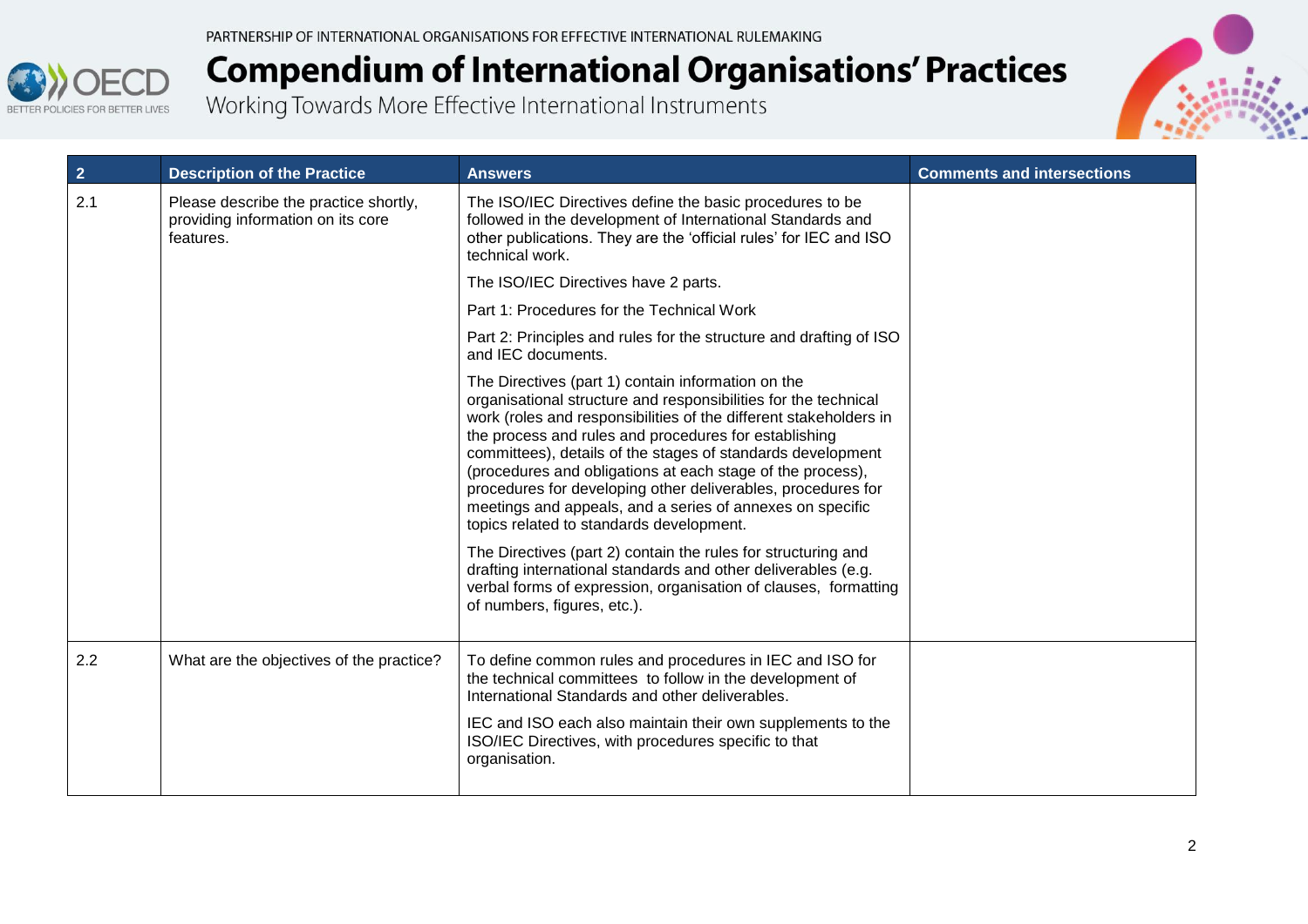| 2 | Description of the Practice | Answers | Comments and intersections |
|---|---|---|---|
| 2.1 | Please describe the practice shortly, providing information on its core features. | The ISO/IEC Directives define the basic procedures to be followed in the development of International Standards and other publications. They are the 'official rules' for IEC and ISO technical work.<br><br>The ISO/IEC Directives have 2 parts.<br><br>Part 1: Procedures for the Technical Work<br><br>Part 2: Principles and rules for the structure and drafting of ISO and IEC documents.<br><br>The Directives (part 1) contain information on the organisational structure and responsibilities for the technical work (roles and responsibilities of the different stakeholders in the process and rules and procedures for establishing committees), details of the stages of standards development (procedures and obligations at each stage of the process), procedures for developing other deliverables, procedures for meetings and appeals, and a series of annexes on specific topics related to standards development.<br><br>The Directives (part 2) contain the rules for structuring and drafting international standards and other deliverables (e.g. verbal forms of expression, organisation of clauses, formatting of numbers, figures, etc.). | |
| 2.2 | What are the objectives of the practice? | To define common rules and procedures in IEC and ISO for the technical committees to follow in the development of International Standards and other deliverables.<br><br>IEC and ISO each also maintain their own supplements to the ISO/IEC Directives, with procedures specific to that organisation. | |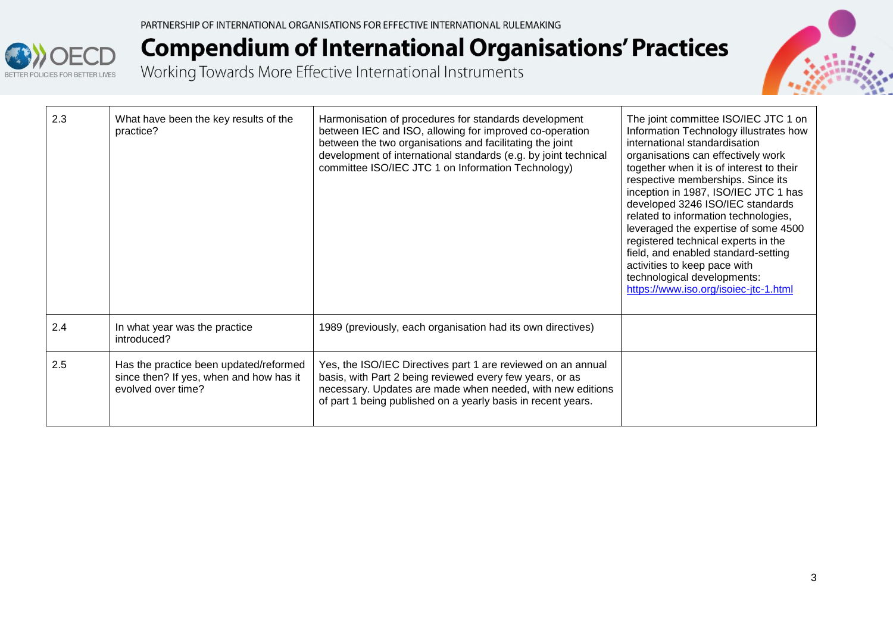| | | | |
|---|---|---|---|
| 2.3 | What have been the key results of the practice? | Harmonisation of procedures for standards development between IEC and ISO, allowing for improved co-operation between the two organisations and facilitating the joint development of international standards (e.g. by joint technical committee ISO/IEC JTC 1 on Information Technology) | The joint committee ISO/IEC JTC 1 on Information Technology illustrates how international standardisation organisations can effectively work together when it is of interest to their respective memberships. Since its inception in 1987, ISO/IEC JTC 1 has developed 3246 ISO/IEC standards related to information technologies, leveraged the expertise of some 4500 registered technical experts in the field, and enabled standard-setting activities to keep pace with technological developments: https://www.iso.org/isoiec-jtc-1.html |
| 2.4 | In what year was the practice introduced? | 1989 (previously, each organisation had its own directives) | |
| 2.5 | Has the practice been updated/reformed since then? If yes, when and how has it evolved over time? | Yes, the ISO/IEC Directives part 1 are reviewed on an annual basis, with Part 2 being reviewed every few years, or as necessary. Updates are made when needed, with new editions of part 1 being published on a yearly basis in recent years. | |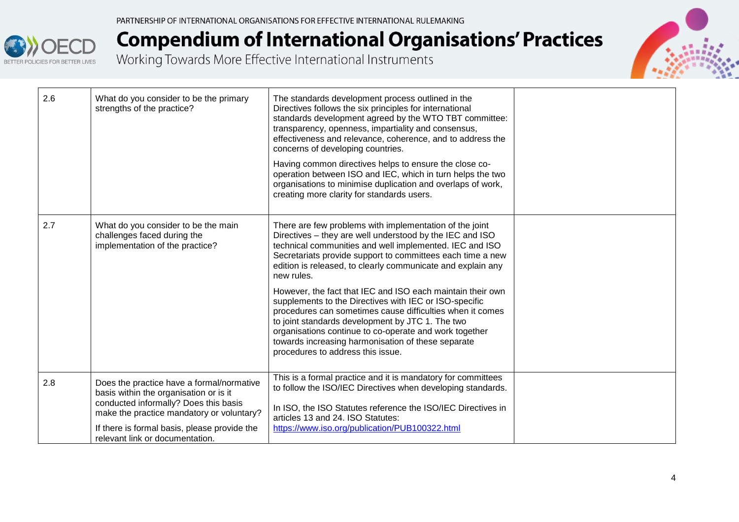| | | | |
|---|---|---|---|
| 2.6 | What do you consider to be the primary strengths of the practice? | The standards development process outlined in the Directives follows the six principles for international standards development agreed by the WTO TBT committee: transparency, openness, impartiality and consensus, effectiveness and relevance, coherence, and to address the concerns of developing countries.<br><br>Having common directives helps to ensure the close co-operation between ISO and IEC, which in turn helps the two organisations to minimise duplication and overlaps of work, creating more clarity for standards users. | |
| 2.7 | What do you consider to be the main challenges faced during the implementation of the practice? | There are few problems with implementation of the joint Directives – they are well understood by the IEC and ISO technical communities and well implemented. IEC and ISO Secretariats provide support to committees each time a new edition is released, to clearly communicate and explain any new rules.<br><br>However, the fact that IEC and ISO each maintain their own supplements to the Directives with IEC or ISO-specific procedures can sometimes cause difficulties when it comes to joint standards development by JTC 1. The two organisations continue to co-operate and work together towards increasing harmonisation of these separate procedures to address this issue. | |
| 2.8 | Does the practice have a formal/normative basis within the organisation or is it conducted informally? Does this basis make the practice mandatory or voluntary?<br><br>If there is formal basis, please provide the relevant link or documentation. | This is a formal practice and it is mandatory for committees to follow the ISO/IEC Directives when developing standards.<br><br>In ISO, the ISO Statutes reference the ISO/IEC Directives in articles 13 and 24. ISO Statutes: https://www.iso.org/publication/PUB100322.html | |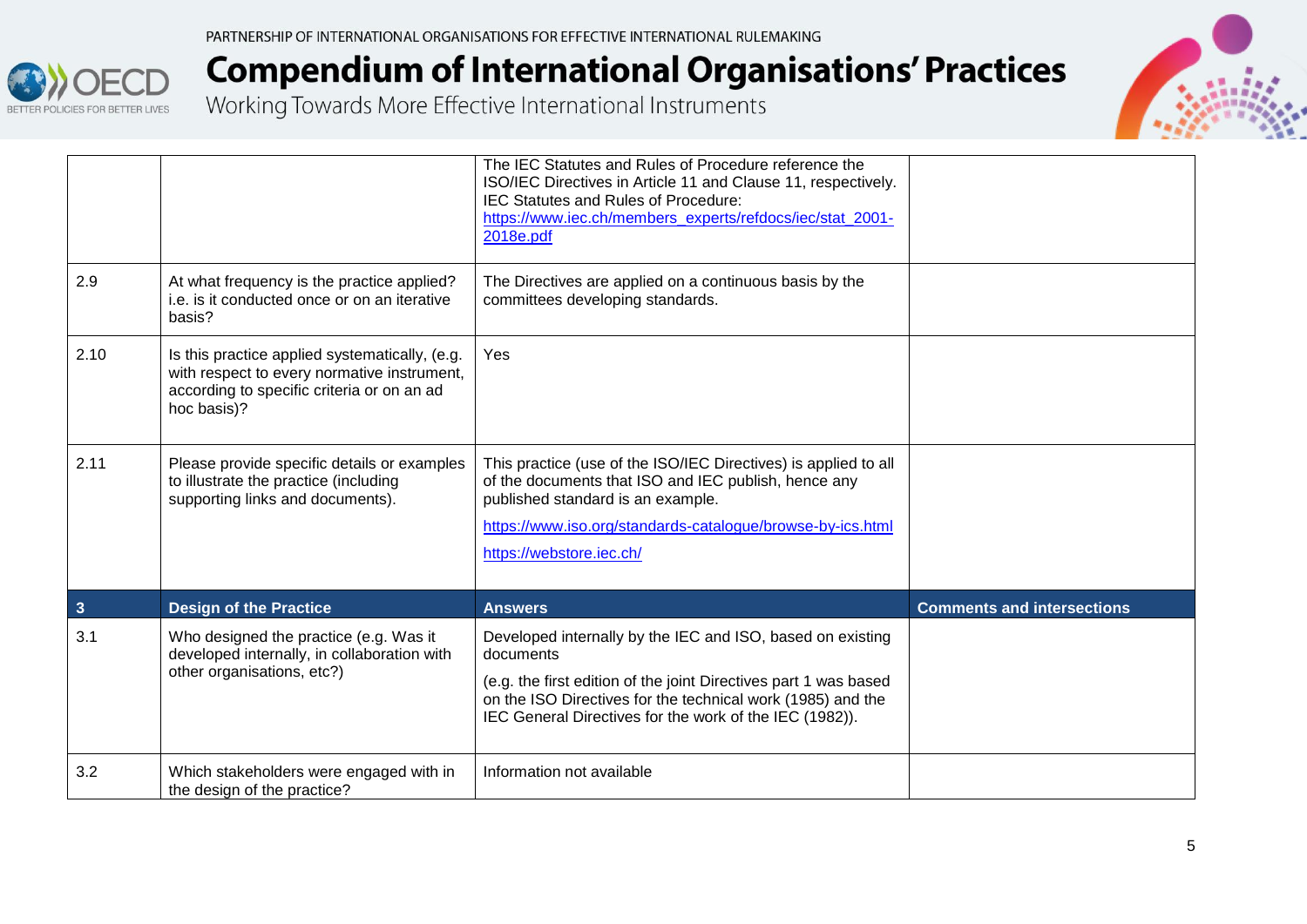| | | | |
|---|---|---|---|
| | | The IEC Statutes and Rules of Procedure reference the ISO/IEC Directives in Article 11 and Clause 11, respectively. IEC Statutes and Rules of Procedure: https://www.iec.ch/members_experts/refdocs/iec/stat_2001-2018e.pdf | |
| 2.9 | At what frequency is the practice applied? i.e. is it conducted once or on an iterative basis? | The Directives are applied on a continuous basis by the committees developing standards. | |
| 2.10 | Is this practice applied systematically, (e.g. with respect to every normative instrument, according to specific criteria or on an ad hoc basis)? | Yes | |
| 2.11 | Please provide specific details or examples to illustrate the practice (including supporting links and documents). | This practice (use of the ISO/IEC Directives) is applied to all of the documents that ISO and IEC publish, hence any published standard is an example.<br><br>https://www.iso.org/standards-catalogue/browse-by-ics.html<br><br>https://webstore.iec.ch/ | |
| **3** | **Design of the Practice** | **Answers** | **Comments and intersections** |
| 3.1 | Who designed the practice (e.g. Was it developed internally, in collaboration with other organisations, etc?) | Developed internally by the IEC and ISO, based on existing documents<br><br>(e.g. the first edition of the joint Directives part 1 was based on the ISO Directives for the technical work (1985) and the IEC General Directives for the work of the IEC (1982)). | |
| 3.2 | Which stakeholders were engaged with in the design of the practice? | Information not available | |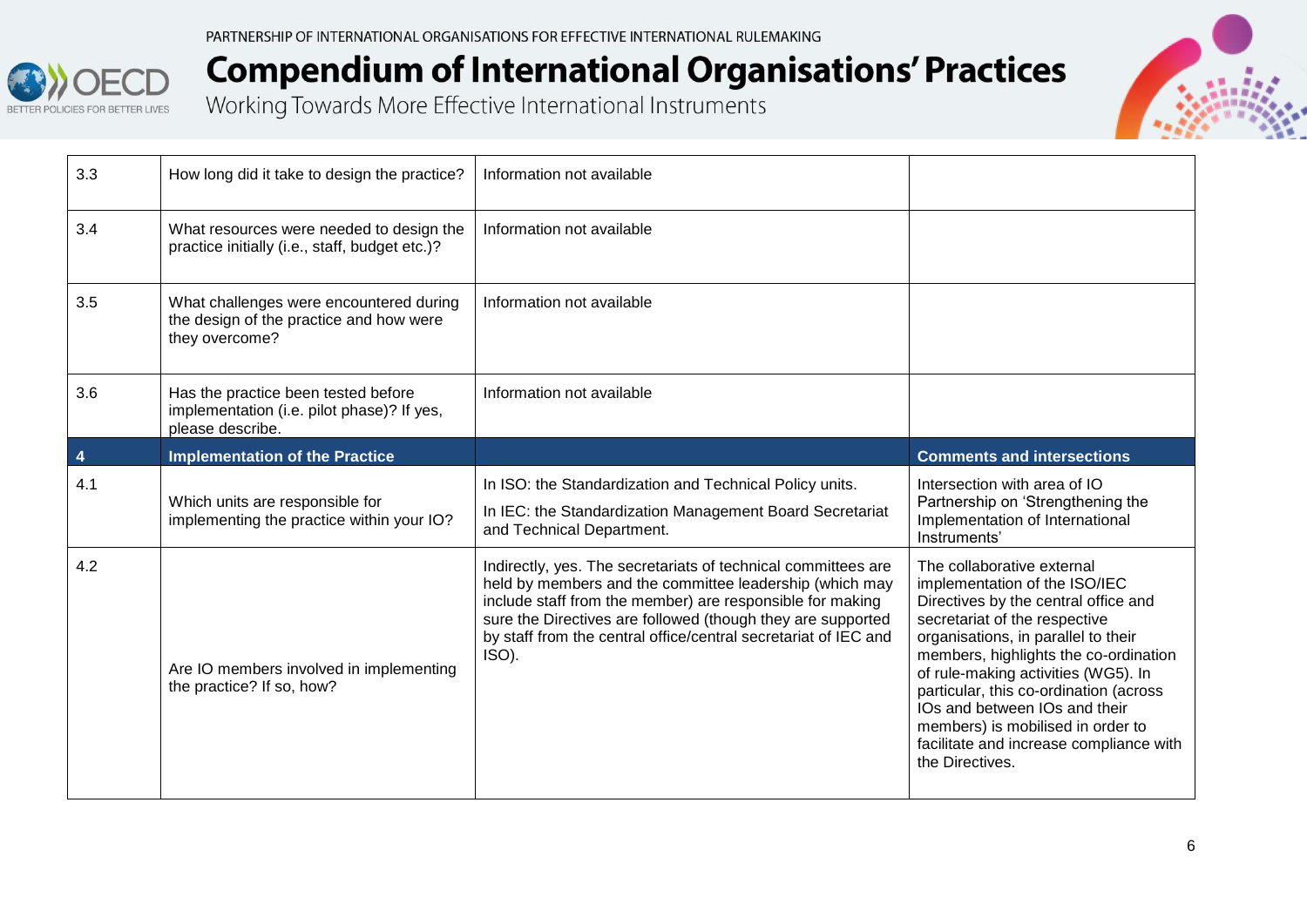| | | | |
|---|---|---|---|
| 3.3 | How long did it take to design the practice? | Information not available | |
| 3.4 | What resources were needed to design the practice initially (i.e., staff, budget etc.)? | Information not available | |
| 3.5 | What challenges were encountered during the design of the practice and how were they overcome? | Information not available | |
| 3.6 | Has the practice been tested before implementation (i.e. pilot phase)? If yes, please describe. | Information not available | |
| **4** | **Implementation of the Practice** | | **Comments and intersections** |
| 4.1 | Which units are responsible for implementing the practice within your IO? | In ISO: the Standardization and Technical Policy units.<br>In IEC: the Standardization Management Board Secretariat and Technical Department. | Intersection with area of IO Partnership on 'Strengthening the Implementation of International Instruments' |
| 4.2 | Are IO members involved in implementing the practice? If so, how? | Indirectly, yes. The secretariats of technical committees are held by members and the committee leadership (which may include staff from the member) are responsible for making sure the Directives are followed (though they are supported by staff from the central office/central secretariat of IEC and ISO). | The collaborative external implementation of the ISO/IEC Directives by the central office and secretariat of the respective organisations, in parallel to their members, highlights the co-ordination of rule-making activities (WG5). In particular, this co-ordination (across IOs and between IOs and their members) is mobilised in order to facilitate and increase compliance with the Directives. |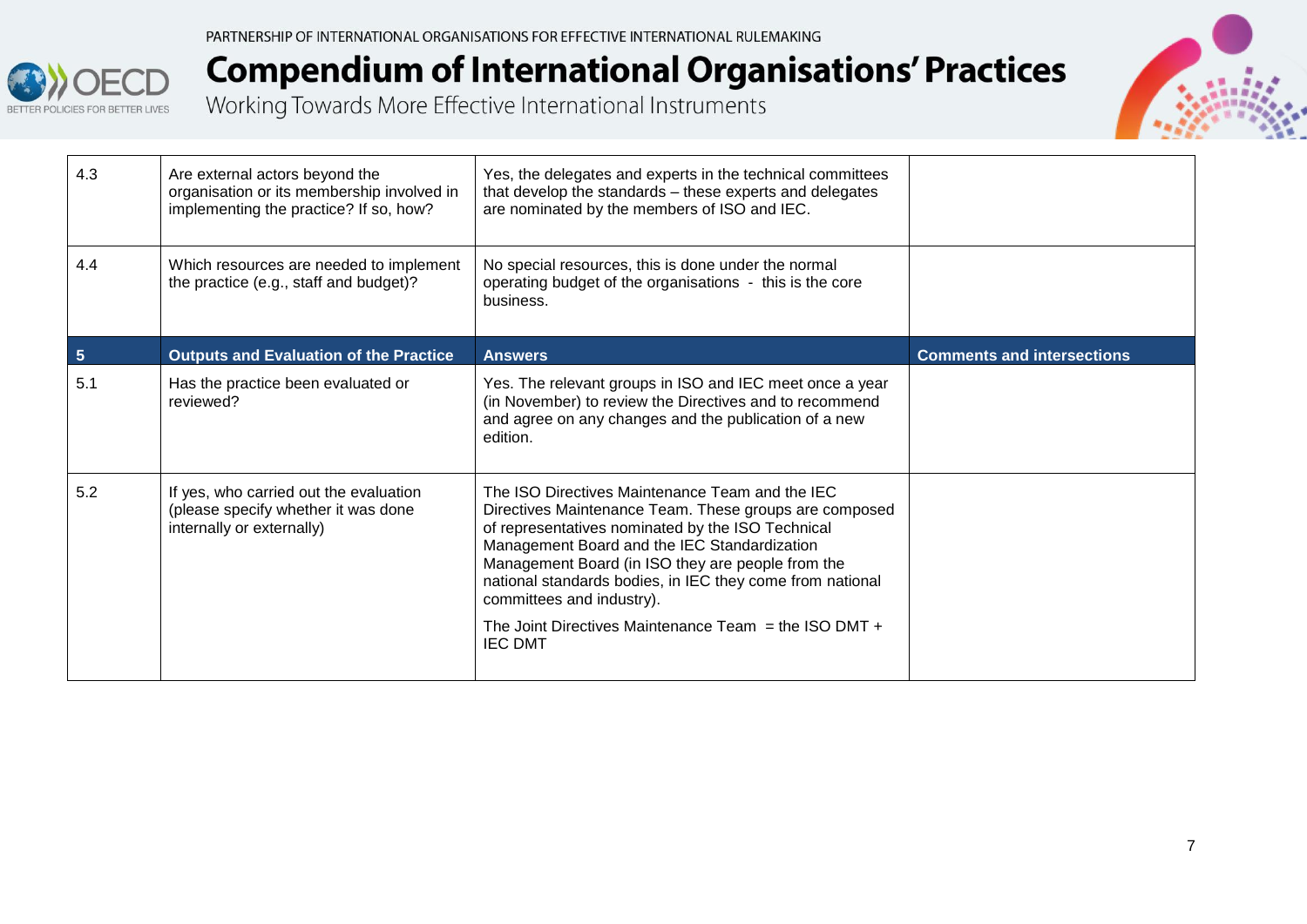| | | | |
|---|---|---|---|
| 4.3 | Are external actors beyond the organisation or its membership involved in implementing the practice? If so, how? | Yes, the delegates and experts in the technical committees that develop the standards – these experts and delegates are nominated by the members of ISO and IEC. | |
| 4.4 | Which resources are needed to implement the practice (e.g., staff and budget)? | No special resources, this is done under the normal operating budget of the organisations - this is the core business. | |
| **5** | **Outputs and Evaluation of the Practice** | **Answers** | **Comments and intersections** |
| 5.1 | Has the practice been evaluated or reviewed? | Yes. The relevant groups in ISO and IEC meet once a year (in November) to review the Directives and to recommend and agree on any changes and the publication of a new edition. | |
| 5.2 | If yes, who carried out the evaluation (please specify whether it was done internally or externally) | The ISO Directives Maintenance Team and the IEC Directives Maintenance Team. These groups are composed of representatives nominated by the ISO Technical Management Board and the IEC Standardization Management Board (in ISO they are people from the national standards bodies, in IEC they come from national committees and industry).<br><br>The Joint Directives Maintenance Team = the ISO DMT + IEC DMT | |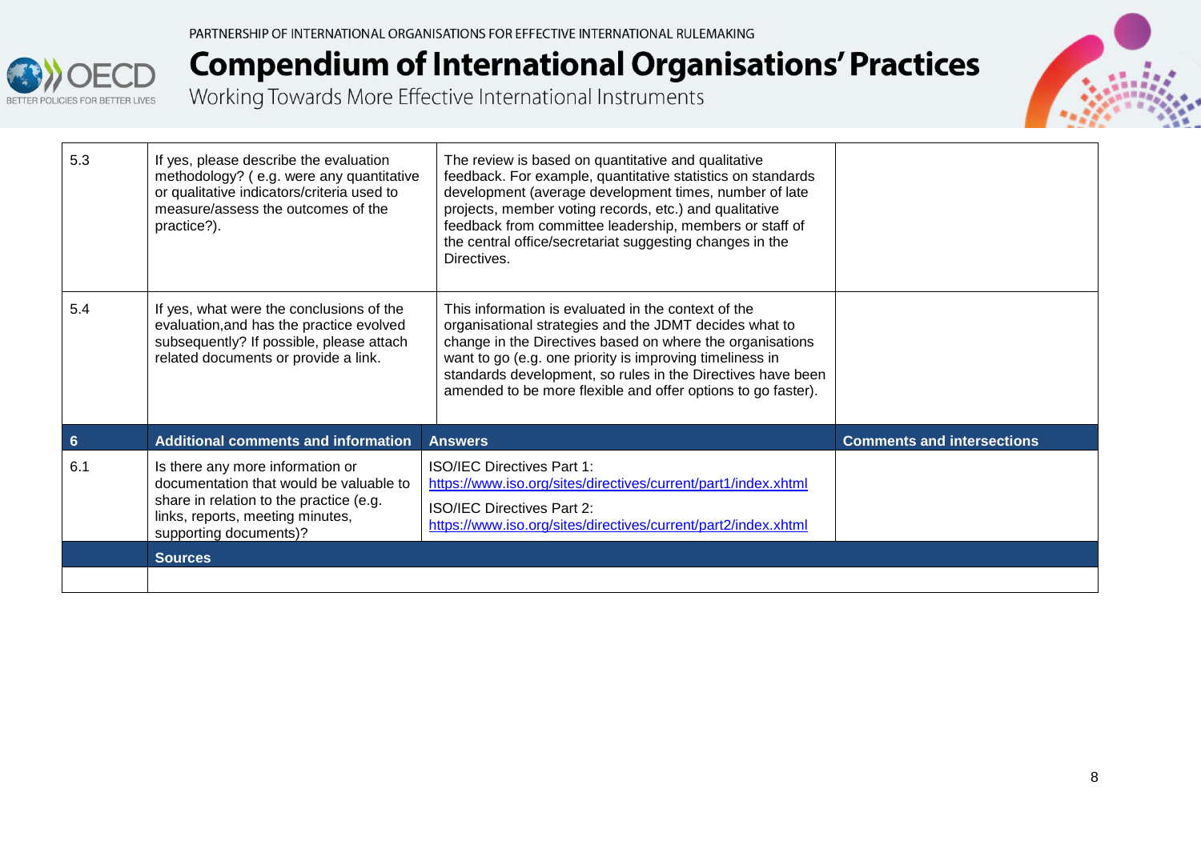| | | | |
|---|---|---|---|
| 5.3 | If yes, please describe the evaluation methodology? ( e.g. were any quantitative or qualitative indicators/criteria used to measure/assess the outcomes of the practice?). | The review is based on quantitative and qualitative feedback. For example, quantitative statistics on standards development (average development times, number of late projects, member voting records, etc.) and qualitative feedback from committee leadership, members or staff of the central office/secretariat suggesting changes in the Directives. | |
| 5.4 | If yes, what were the conclusions of the evaluation,and has the practice evolved subsequently? If possible, please attach related documents or provide a link. | This information is evaluated in the context of the organisational strategies and the JDMT decides what to change in the Directives based on where the organisations want to go (e.g. one priority is improving timeliness in standards development, so rules in the Directives have been amended to be more flexible and offer options to go faster). | |
| **6** | **Additional comments and information** | **Answers** | **Comments and intersections** |
| 6.1 | Is there any more information or documentation that would be valuable to share in relation to the practice (e.g. links, reports, meeting minutes, supporting documents)? | ISO/IEC Directives Part 1: https://www.iso.org/sites/directives/current/part1/index.xhtml<br>ISO/IEC Directives Part 2: https://www.iso.org/sites/directives/current/part2/index.xhtml | |
| | **Sources** | | |
| | | | |